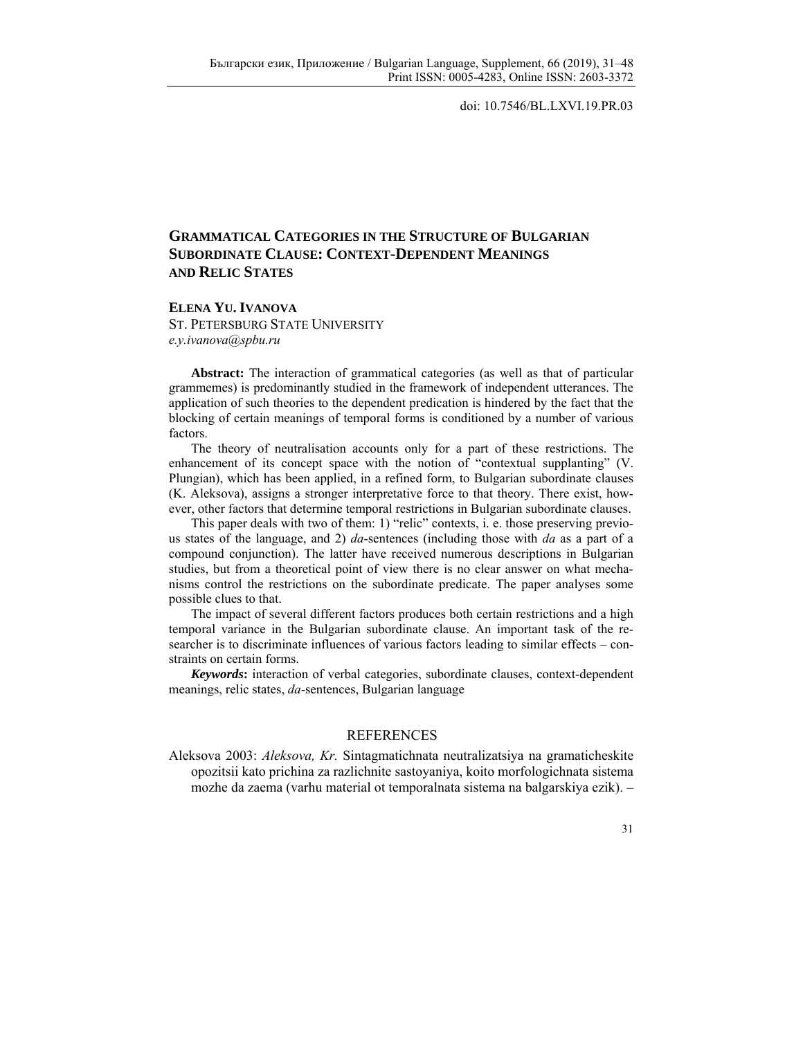doi: 10.7546/BL.LXVI.19.PR.03

# GRAMMATICAL CATEGORIES IN THE STRUCTURE OF BULGARIAN SUBORDINATE CLAUSE: CONTEXT-DEPENDENT MEANINGS AND RELIC STATES

**ELENA YU. IVANOVA**
ST. PETERSBURG STATE UNIVERSITY
*e.y.ivanova@spbu.ru*

**Abstract:** The interaction of grammatical categories (as well as that of particular grammemes) is predominantly studied in the framework of independent utterances. The application of such theories to the dependent predication is hindered by the fact that the blocking of certain meanings of temporal forms is conditioned by a number of various factors.

The theory of neutralisation accounts only for a part of these restrictions. The enhancement of its concept space with the notion of "contextual supplanting" (V. Plungian), which has been applied, in a refined form, to Bulgarian subordinate clauses (K. Aleksova), assigns a stronger interpretative force to that theory. There exist, however, other factors that determine temporal restrictions in Bulgarian subordinate clauses.

This paper deals with two of them: 1) "relic" contexts, i. e. those preserving previous states of the language, and 2) *da*-sentences (including those with *da* as a part of a compound conjunction). The latter have received numerous descriptions in Bulgarian studies, but from a theoretical point of view there is no clear answer on what mechanisms control the restrictions on the subordinate predicate. The paper analyses some possible clues to that.

The impact of several different factors produces both certain restrictions and a high temporal variance in the Bulgarian subordinate clause. An important task of the researcher is to discriminate influences of various factors leading to similar effects – constraints on certain forms.

***Keywords*:** interaction of verbal categories, subordinate clauses, context-dependent meanings, relic states, *da*-sentences, Bulgarian language

## REFERENCES

Aleksova 2003: *Aleksova, Kr.* Sintagmatichnata neutralizatsiya na gramaticheskite opozitsii kato prichina za razlichnite sastoyaniya, koito morfologichnata sistema mozhe da zaema (varhu material ot temporalnata sistema na balgarskiya ezik). –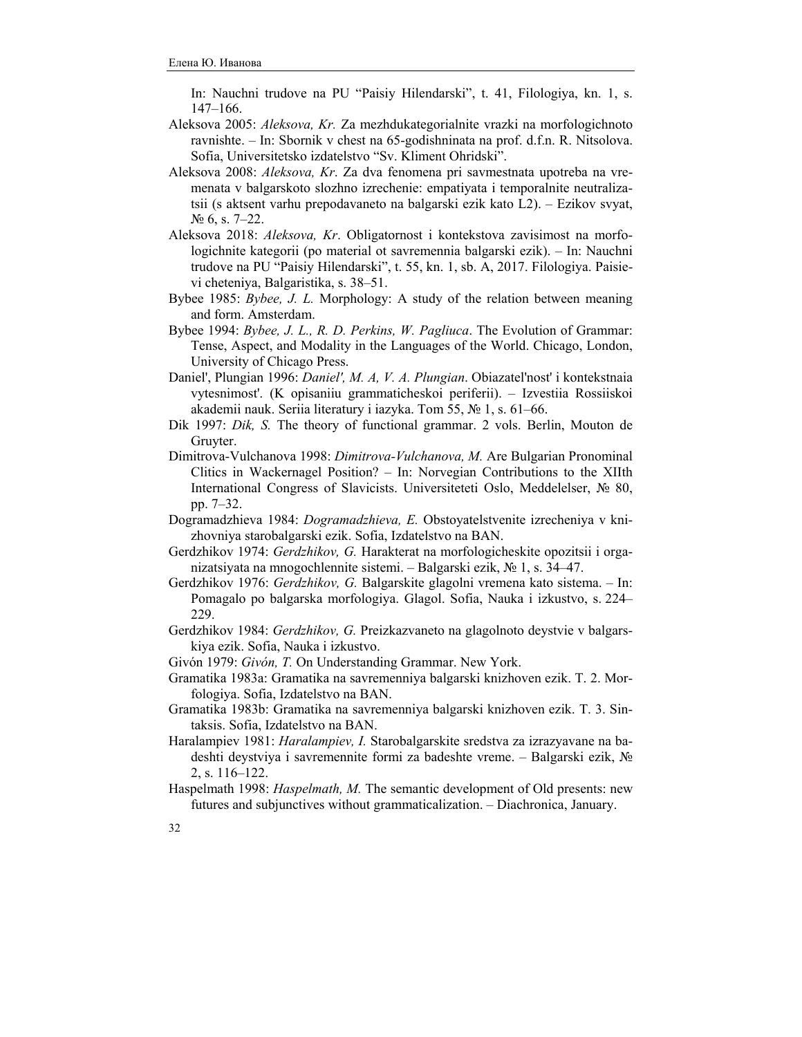In: Nauchni trudove na PU "Paisiy Hilendarski", t. 41, Filologiya, kn. 1, s. 147–166.

Aleksova 2005: *Aleksova, Kr.* Za mezhdukategorialnite vrazki na morfologichnoto ravnishte. – In: Sbornik v chest na 65-godishninata na prof. d.f.n. R. Nitsolova. Sofia, Universitetsko izdatelstvo "Sv. Kliment Ohridski".

Aleksova 2008: *Aleksova, Kr*. Za dva fenomena pri savmestnata upotreba na vremenata v balgarskoto slozhno izrechenie: empatiyata i temporalnite neutralizatsii (s aktsent varhu prepodavaneto na balgarski ezik kato L2). – Ezikov svyat, № 6, s. 7–22.

Aleksova 2018: *Aleksova, Kr*. Obligatornost i kontekstova zavisimost na morfologichnite kategorii (po material ot savremennia balgarski ezik). – In: Nauchni trudove na PU "Paisiy Hilendarski", t. 55, kn. 1, sb. A, 2017. Filologiya. Paisievi cheteniya, Balgaristika, s. 38–51.

Bybee 1985: *Bybee, J. L.* Morphology: A study of the relation between meaning and form. Amsterdam.

Bybee 1994: *Bybee, J. L., R. D. Perkins, W. Pagliuca*. The Evolution of Grammar: Tense, Aspect, and Modality in the Languages of the World. Chicago, London, University of Chicago Press.

Daniel', Plungian 1996: *Daniel', M. A, V. A. Plungian*. Obiazatel'nost' i kontekstnaia vytesnimost'. (K opisaniiu grammaticheskoi periferii). – Izvestiia Rossiiskoi akademii nauk. Seriia literatury i iazyka. Tom 55, № 1, s. 61–66.

Dik 1997: *Dik, S.* The theory of functional grammar. 2 vols. Berlin, Mouton de Gruyter.

Dimitrova-Vulchanova 1998: *Dimitrova-Vulchanova, M.* Are Bulgarian Pronominal Clitics in Wackernagel Position? – In: Norwegian Contributions to the XIIth International Congress of Slavicists. Universiteteti Oslo, Meddelelser, № 80, pp. 7–32.

Dogramadzhieva 1984: *Dogramadzhieva, E.* Obstoyatelstvenite izrecheniya v knizhovniya starobalgarski ezik. Sofia, Izdatelstvo na BAN.

Gerdzhikov 1974: *Gerdzhikov, G.* Harakterat na morfologicheskite opozitsii i organizatsiyata na mnogochlennite sistemi. – Balgarski ezik, № 1, s. 34–47.

Gerdzhikov 1976: *Gerdzhikov, G.* Balgarskite glagolni vremena kato sistema. – In: Pomagalo po balgarska morfologiya. Glagol. Sofia, Nauka i izkustvo, s. 224–229.

Gerdzhikov 1984: *Gerdzhikov, G.* Preizkazvaneto na glagolnoto deystvie v balgarskiya ezik. Sofia, Nauka i izkustvo.

Givón 1979: *Givón, T.* On Understanding Grammar. New York.

Gramatika 1983a: Gramatika na savremenniya balgarski knizhoven ezik. T. 2. Morfologiya. Sofia, Izdatelstvo na BAN.

Gramatika 1983b: Gramatika na savremenniya balgarski knizhoven ezik. T. 3. Sintaksis. Sofia, Izdatelstvo na BAN.

Haralampiev 1981: *Haralampiev, I.* Starobalgarskite sredstva za izrazyavane na badeshti deystviya i savremennite formi za badeshte vreme. – Balgarski ezik, № 2, s. 116–122.

Haspelmath 1998: *Haspelmath, M.* The semantic development of Old presents: new futures and subjunctives without grammaticalization. – Diachronica, January.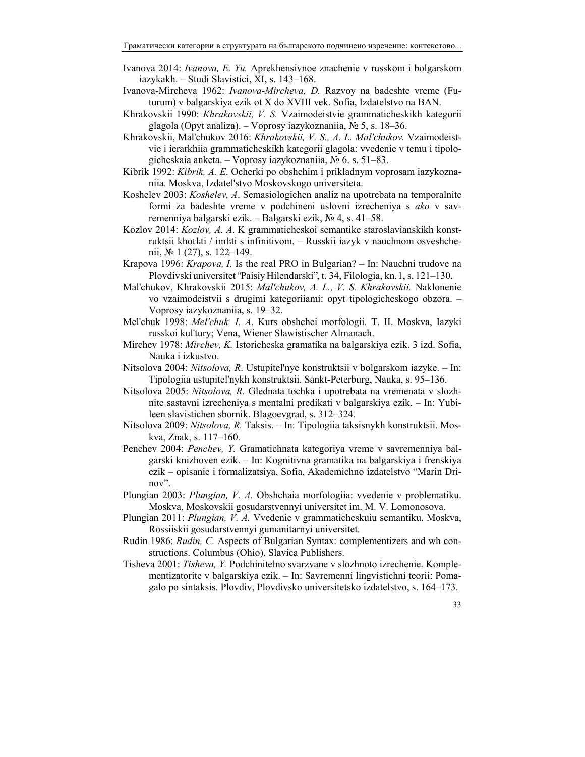Ivanova 2014: *Ivanova, E. Yu.* Aprekhensivnoe znachenie v russkom i bolgarskom iazykakh. – Studi Slavistici, XI, s. 143–168.

Ivanova-Mircheva 1962: *Ivanova-Mircheva, D.* Razvoy na badeshte vreme (Futurum) v balgarskiya ezik ot X do XVIII vek. Sofia, Izdatelstvo na BAN.

Khrakovskii 1990: *Khrakovskii, V. S.* Vzaimodeistvie grammaticheskikh kategorii glagola (Opyt analiza). – Voprosy iazykoznaniia, № 5, s. 18–36.

Khrakovskii, Mal'chukov 2016: *Khrakovskii, V. S., A. L. Mal'chukov.* Vzaimodeistvie i ierarkhiia grammaticheskikh kategorii glagola: vvedenie v temu i tipologicheskaia anketa. – Voprosy iazykoznaniia, № 6. s. 51–83.

Kibrik 1992: *Kibrik, A. E*. Ocherki po obshchim i prikladnym voprosam iazykoznaniia. Moskva, Izdatel'stvo Moskovskogo universiteta.

Koshelev 2003: *Koshelev, A*. Semasiologichen analiz na upotrebata na temporalnite formi za badeshte vreme v podchineni uslovni izrecheniya s *ako* v savremenniya balgarski ezik. – Balgarski ezik, № 4, s. 41–58.

Kozlov 2014: *Kozlov, A. A*. K grammaticheskoi semantike staroslavianskikh konstruktsii khotѣti / imѣti s infinitivom. – Russkii iazyk v nauchnom osveshchenii, № 1 (27), s. 122–149.

Krapova 1996: *Krapova, I.* Is the real PRO in Bulgarian? – In: Nauchni trudove na Plovdivski universitet "Paisiy Hilendarski", t. 34, Filologia, kn. 1, s. 121–130.

Mal'chukov, Khrakovskii 2015: *Mal'chukov, A. L., V. S. Khrakovskii.* Naklonenie vo vzaimodeistvii s drugimi kategoriiami: opyt tipologicheskogo obzora. – Voprosy iazykoznaniia, s. 19–32.

Mel'chuk 1998: *Mel'chuk, I. A*. Kurs obshchei morfologii. T. II. Moskva, Iazyki russkoi kul'tury; Vena, Wiener Slawistischer Almanach.

Mirchev 1978: *Mirchev, K.* Istoricheska gramatika na balgarskiya ezik. 3 izd. Sofia, Nauka i izkustvo.

Nitsolova 2004: *Nitsolova, R*. Ustupitel'nye konstruktsii v bolgarskom iazyke. – In: Tipologiia ustupitel'nykh konstruktsii. Sankt-Peterburg, Nauka, s. 95–136.

Nitsolova 2005: *Nitsolova, R.* Glednata tochka i upotrebata na vremenata v slozhnite sastavni izrecheniya s mentalni predikati v balgarskiya ezik. – In: Yubileen slavistichen sbornik. Blagoevgrad, s. 312–324.

Nitsolova 2009: *Nitsolova, R.* Taksis. – In: Tipologiia taksisnykh konstruktsii. Moskva, Znak, s. 117–160.

Penchev 2004: *Penchev, Y.* Gramatichnata kategoriya vreme v savremenniya balgarski knizhoven ezik. – In: Kognitivna gramatika na balgarskiya i frenskiya ezik – opisanie i formalizatsiya. Sofia, Akademichno izdatelstvo "Marin Drinov".

Plungian 2003: *Plungian, V. A.* Obshchaia morfologiia: vvedenie v problematiku. Moskva, Moskovskii gosudarstvennyi universitet im. M. V. Lomonosova.

Plungian 2011: *Plungian, V. A.* Vvedenie v grammaticheskuiu semantiku. Moskva, Rossiiskii gosudarstvennyi gumanitarnyi universitet.

Rudin 1986: *Rudin, C.* Aspects of Bulgarian Syntax: complementizers and wh constructions. Columbus (Ohio), Slavica Publishers.

Tisheva 2001: *Tisheva, Y.* Podchinitelno svarzvane v slozhnoto izrechenie. Komplementizatorite v balgarskiya ezik. – In: Savremenni lingvistichni teorii: Pomagalo po sintaksis. Plovdiv, Plovdivsko universitetsko izdatelstvo, s. 164–173.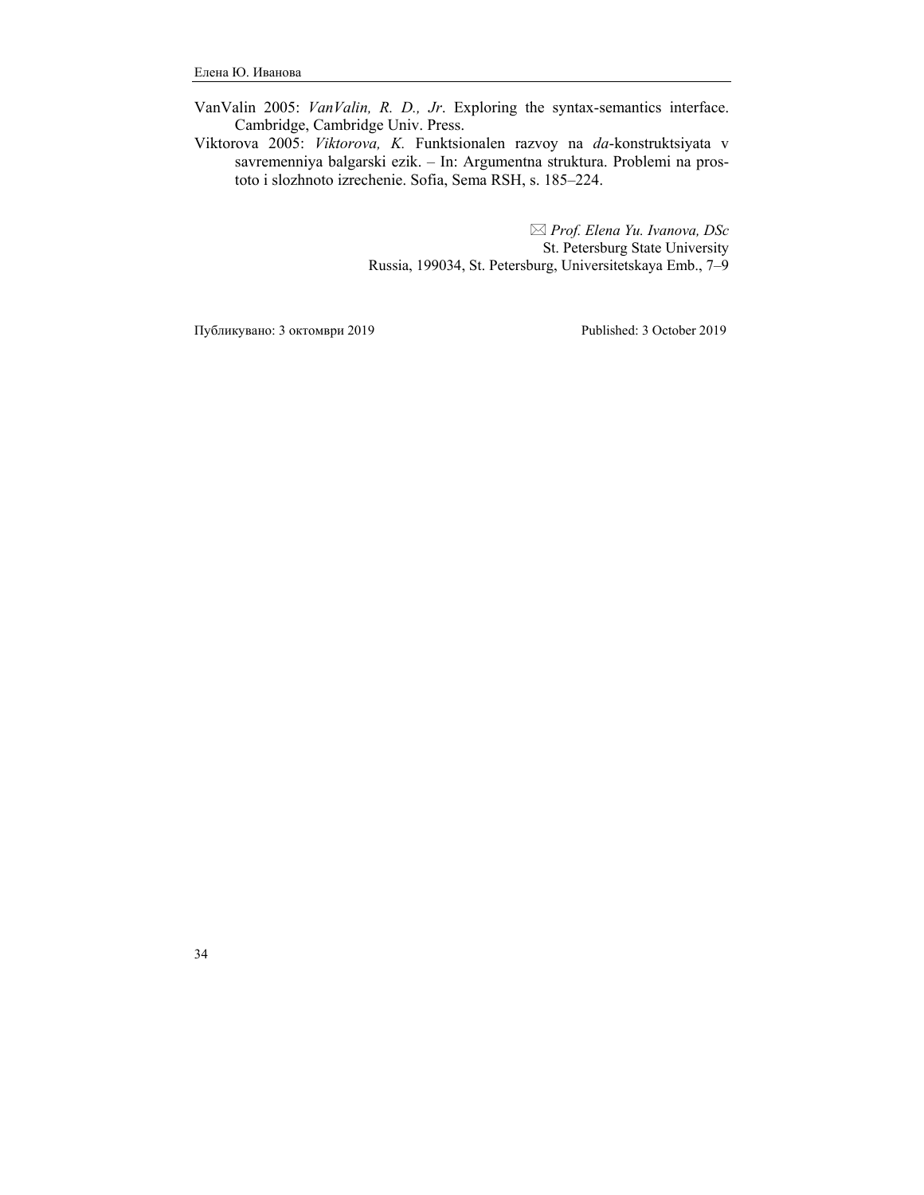VanValin 2005: *VanValin, R. D., Jr*. Exploring the syntax-semantics interface. Cambridge, Cambridge Univ. Press.

Viktorova 2005: *Viktorova, K.* Funktsionalen razvoy na *da*-konstruktsiyata v savremenniya balgarski ezik. – In: Argumentna struktura. Problemi na prostoto i slozhnoto izrechenie. Sofia, Sema RSH, s. 185–224.

✉ *Prof. Elena Yu. Ivanova, DSc*
St. Petersburg State University
Russia, 199034, St. Petersburg, Universitetskaya Emb., 7–9

Публикувано: 3 октомври 2019 Published: 3 October 2019